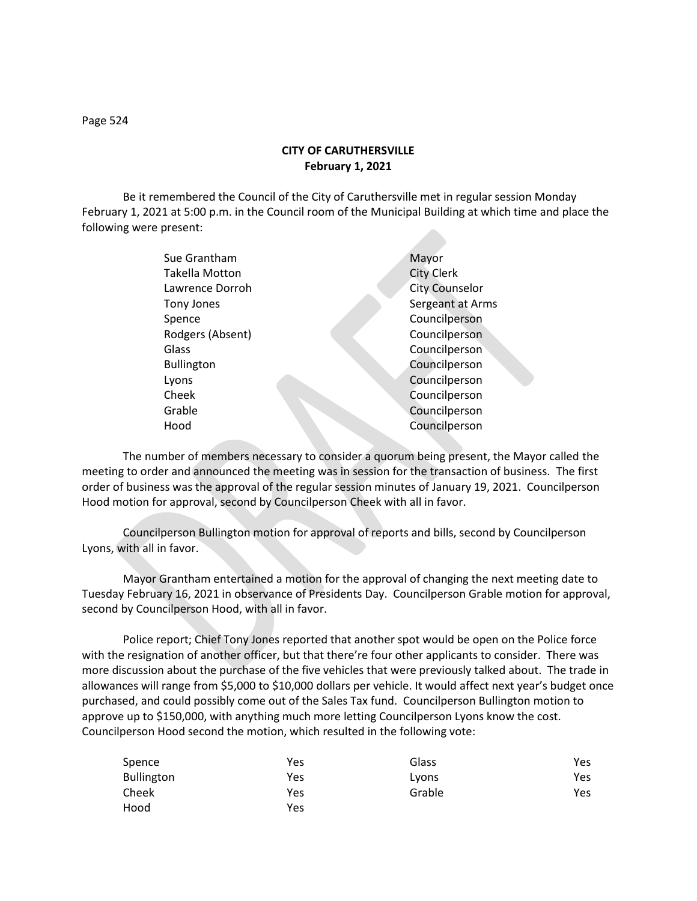**CITY OF CARUTHERSVILLE**
**February 1, 2021**

Be it remembered the Council of the City of Caruthersville met in regular session Monday February 1, 2021 at 5:00 p.m. in the Council room of the Municipal Building at which time and place the following were present:

| | |
|---|---|
| Sue Grantham | Mayor |
| Takella Motton | City Clerk |
| Lawrence Dorroh | City Counselor |
| Tony Jones | Sergeant at Arms |
| Spence | Councilperson |
| Rodgers (Absent) | Councilperson |
| Glass | Councilperson |
| Bullington | Councilperson |
| Lyons | Councilperson |
| Cheek | Councilperson |
| Grable | Councilperson |
| Hood | Councilperson |

The number of members necessary to consider a quorum being present, the Mayor called the meeting to order and announced the meeting was in session for the transaction of business. The first order of business was the approval of the regular session minutes of January 19, 2021. Councilperson Hood motion for approval, second by Councilperson Cheek with all in favor.

Councilperson Bullington motion for approval of reports and bills, second by Councilperson Lyons, with all in favor.

Mayor Grantham entertained a motion for the approval of changing the next meeting date to Tuesday February 16, 2021 in observance of Presidents Day. Councilperson Grable motion for approval, second by Councilperson Hood, with all in favor.

Police report; Chief Tony Jones reported that another spot would be open on the Police force with the resignation of another officer, but that there're four other applicants to consider. There was more discussion about the purchase of the five vehicles that were previously talked about. The trade in allowances will range from $5,000 to $10,000 dollars per vehicle. It would affect next year's budget once purchased, and could possibly come out of the Sales Tax fund. Councilperson Bullington motion to approve up to $150,000, with anything much more letting Councilperson Lyons know the cost. Councilperson Hood second the motion, which resulted in the following vote:

| | | | |
|---|---|---|---|
| Spence | Yes | Glass | Yes |
| Bullington | Yes | Lyons | Yes |
| Cheek | Yes | Grable | Yes |
| Hood | Yes | | |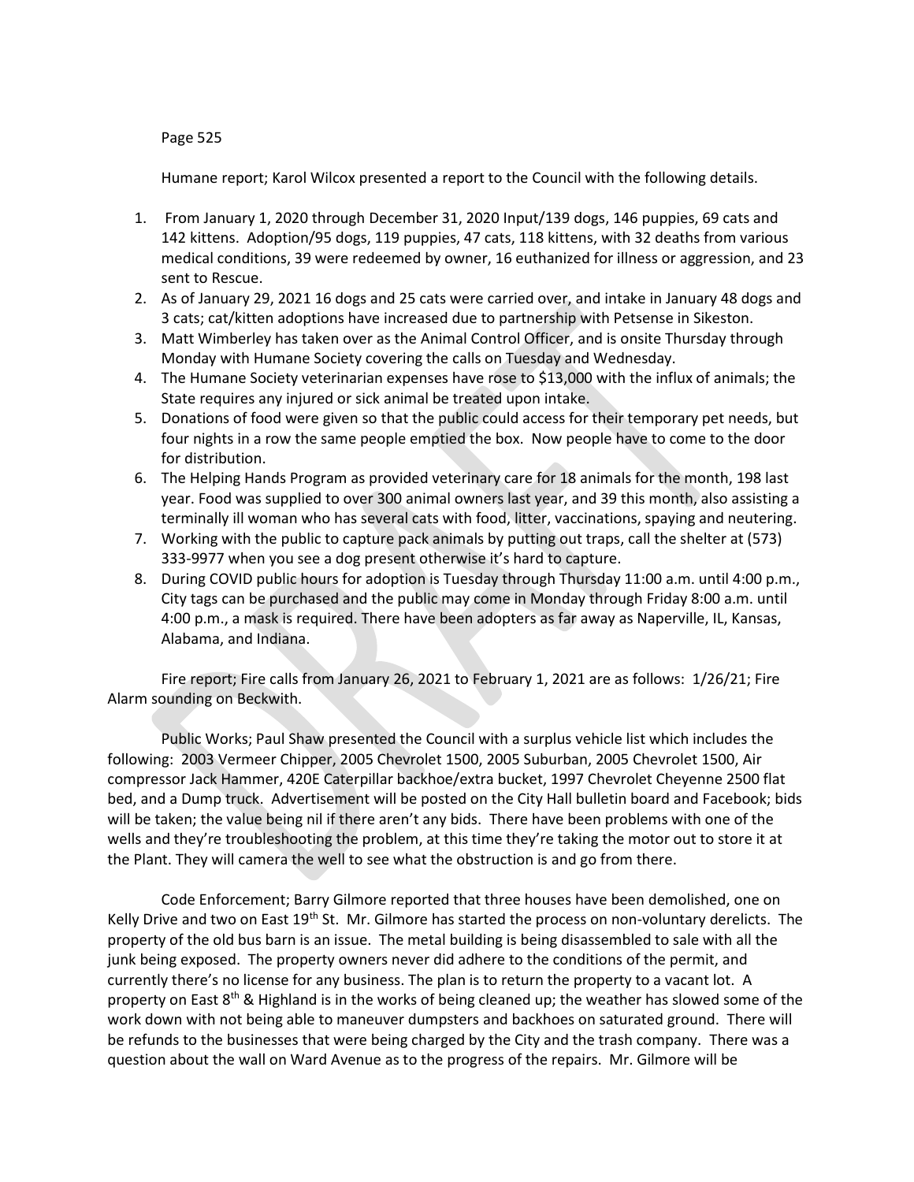Humane report; Karol Wilcox presented a report to the Council with the following details.

1. From January 1, 2020 through December 31, 2020 Input/139 dogs, 146 puppies, 69 cats and 142 kittens. Adoption/95 dogs, 119 puppies, 47 cats, 118 kittens, with 32 deaths from various medical conditions, 39 were redeemed by owner, 16 euthanized for illness or aggression, and 23 sent to Rescue.
2. As of January 29, 2021 16 dogs and 25 cats were carried over, and intake in January 48 dogs and 3 cats; cat/kitten adoptions have increased due to partnership with Petsense in Sikeston.
3. Matt Wimberley has taken over as the Animal Control Officer, and is onsite Thursday through Monday with Humane Society covering the calls on Tuesday and Wednesday.
4. The Humane Society veterinarian expenses have rose to $13,000 with the influx of animals; the State requires any injured or sick animal be treated upon intake.
5. Donations of food were given so that the public could access for their temporary pet needs, but four nights in a row the same people emptied the box. Now people have to come to the door for distribution.
6. The Helping Hands Program as provided veterinary care for 18 animals for the month, 198 last year. Food was supplied to over 300 animal owners last year, and 39 this month, also assisting a terminally ill woman who has several cats with food, litter, vaccinations, spaying and neutering.
7. Working with the public to capture pack animals by putting out traps, call the shelter at (573) 333-9977 when you see a dog present otherwise it's hard to capture.
8. During COVID public hours for adoption is Tuesday through Thursday 11:00 a.m. until 4:00 p.m., City tags can be purchased and the public may come in Monday through Friday 8:00 a.m. until 4:00 p.m., a mask is required. There have been adopters as far away as Naperville, IL, Kansas, Alabama, and Indiana.

Fire report; Fire calls from January 26, 2021 to February 1, 2021 are as follows: 1/26/21; Fire Alarm sounding on Beckwith.

Public Works; Paul Shaw presented the Council with a surplus vehicle list which includes the following: 2003 Vermeer Chipper, 2005 Chevrolet 1500, 2005 Suburban, 2005 Chevrolet 1500, Air compressor Jack Hammer, 420E Caterpillar backhoe/extra bucket, 1997 Chevrolet Cheyenne 2500 flat bed, and a Dump truck. Advertisement will be posted on the City Hall bulletin board and Facebook; bids will be taken; the value being nil if there aren't any bids. There have been problems with one of the wells and they're troubleshooting the problem, at this time they're taking the motor out to store it at the Plant. They will camera the well to see what the obstruction is and go from there.

Code Enforcement; Barry Gilmore reported that three houses have been demolished, one on Kelly Drive and two on East 19th St. Mr. Gilmore has started the process on non-voluntary derelicts. The property of the old bus barn is an issue. The metal building is being disassembled to sale with all the junk being exposed. The property owners never did adhere to the conditions of the permit, and currently there's no license for any business. The plan is to return the property to a vacant lot. A property on East 8th & Highland is in the works of being cleaned up; the weather has slowed some of the work down with not being able to maneuver dumpsters and backhoes on saturated ground. There will be refunds to the businesses that were being charged by the City and the trash company. There was a question about the wall on Ward Avenue as to the progress of the repairs. Mr. Gilmore will be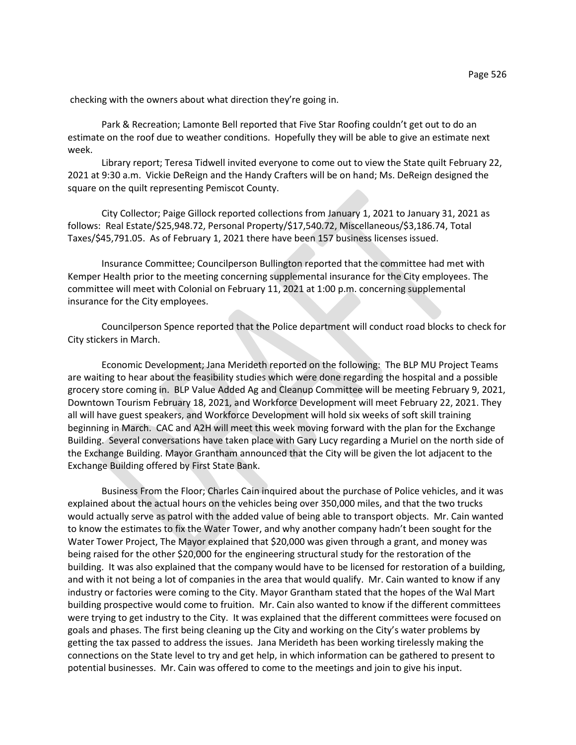checking with the owners about what direction they're going in.

Park & Recreation; Lamonte Bell reported that Five Star Roofing couldn't get out to do an estimate on the roof due to weather conditions. Hopefully they will be able to give an estimate next week.

Library report; Teresa Tidwell invited everyone to come out to view the State quilt February 22, 2021 at 9:30 a.m. Vickie DeReign and the Handy Crafters will be on hand; Ms. DeReign designed the square on the quilt representing Pemiscot County.

City Collector; Paige Gillock reported collections from January 1, 2021 to January 31, 2021 as follows: Real Estate/$25,948.72, Personal Property/$17,540.72, Miscellaneous/$3,186.74, Total Taxes/$45,791.05. As of February 1, 2021 there have been 157 business licenses issued.

Insurance Committee; Councilperson Bullington reported that the committee had met with Kemper Health prior to the meeting concerning supplemental insurance for the City employees. The committee will meet with Colonial on February 11, 2021 at 1:00 p.m. concerning supplemental insurance for the City employees.

Councilperson Spence reported that the Police department will conduct road blocks to check for City stickers in March.

Economic Development; Jana Merideth reported on the following: The BLP MU Project Teams are waiting to hear about the feasibility studies which were done regarding the hospital and a possible grocery store coming in. BLP Value Added Ag and Cleanup Committee will be meeting February 9, 2021, Downtown Tourism February 18, 2021, and Workforce Development will meet February 22, 2021. They all will have guest speakers, and Workforce Development will hold six weeks of soft skill training beginning in March. CAC and A2H will meet this week moving forward with the plan for the Exchange Building. Several conversations have taken place with Gary Lucy regarding a Muriel on the north side of the Exchange Building. Mayor Grantham announced that the City will be given the lot adjacent to the Exchange Building offered by First State Bank.

Business From the Floor; Charles Cain inquired about the purchase of Police vehicles, and it was explained about the actual hours on the vehicles being over 350,000 miles, and that the two trucks would actually serve as patrol with the added value of being able to transport objects. Mr. Cain wanted to know the estimates to fix the Water Tower, and why another company hadn't been sought for the Water Tower Project, The Mayor explained that $20,000 was given through a grant, and money was being raised for the other $20,000 for the engineering structural study for the restoration of the building. It was also explained that the company would have to be licensed for restoration of a building, and with it not being a lot of companies in the area that would qualify. Mr. Cain wanted to know if any industry or factories were coming to the City. Mayor Grantham stated that the hopes of the Wal Mart building prospective would come to fruition. Mr. Cain also wanted to know if the different committees were trying to get industry to the City. It was explained that the different committees were focused on goals and phases. The first being cleaning up the City and working on the City's water problems by getting the tax passed to address the issues. Jana Merideth has been working tirelessly making the connections on the State level to try and get help, in which information can be gathered to present to potential businesses. Mr. Cain was offered to come to the meetings and join to give his input.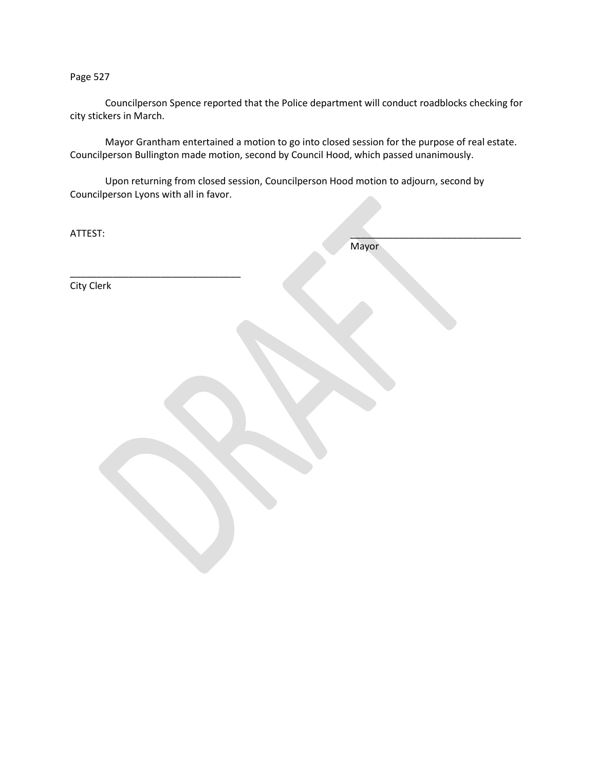Councilperson Spence reported that the Police department will conduct roadblocks checking for city stickers in March.

Mayor Grantham entertained a motion to go into closed session for the purpose of real estate. Councilperson Bullington made motion, second by Council Hood, which passed unanimously.

Upon returning from closed session, Councilperson Hood motion to adjourn, second by Councilperson Lyons with all in favor.

ATTEST:

________________________________
Mayor

________________________________
City Clerk